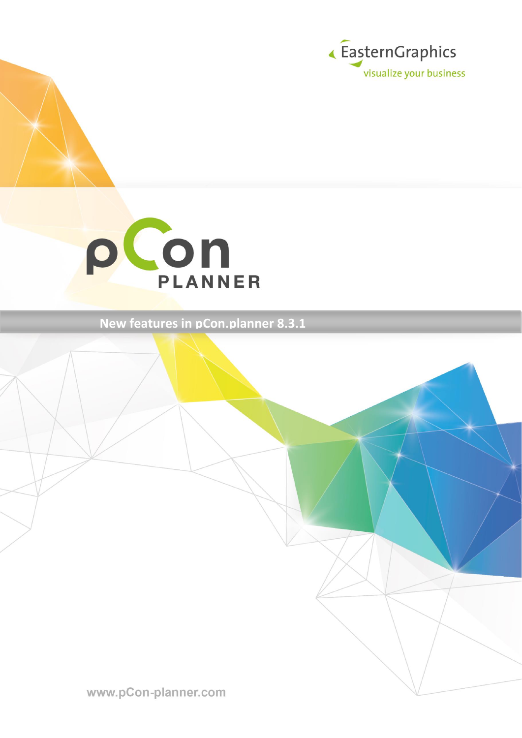EasternGraphics

visualize your business

pCon

PLANNER

# New features in pCon.planner 8.3.1

www.pCon-planner.com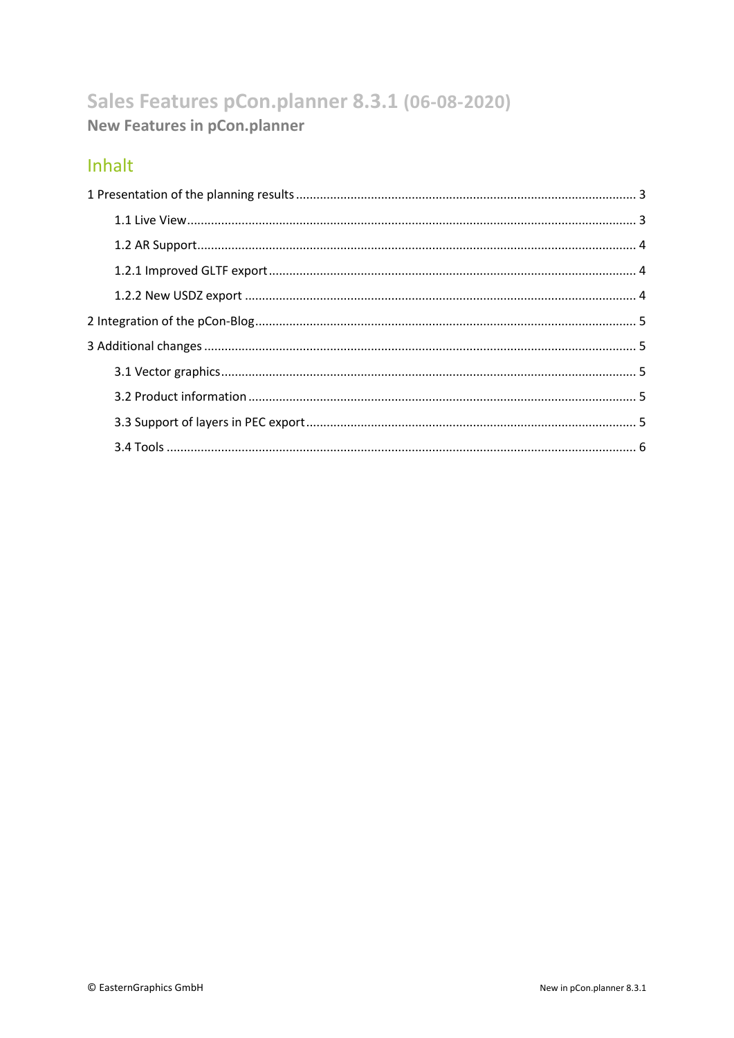# Sales Features pCon.planner 8.3.1 (06-08-2020)

**New Features in pCon.planner**

## Inhalt

1 Presentation of the planning results .......... 3

- 1.1 Live View .......... 3
- 1.2 AR Support .......... 4
- 1.2.1 Improved GLTF export .......... 4
- 1.2.2 New USDZ export .......... 4

2 Integration of the pCon-Blog .......... 5

3 Additional changes .......... 5

- 3.1 Vector graphics .......... 5
- 3.2 Product information .......... 5
- 3.3 Support of layers in PEC export .......... 5
- 3.4 Tools .......... 6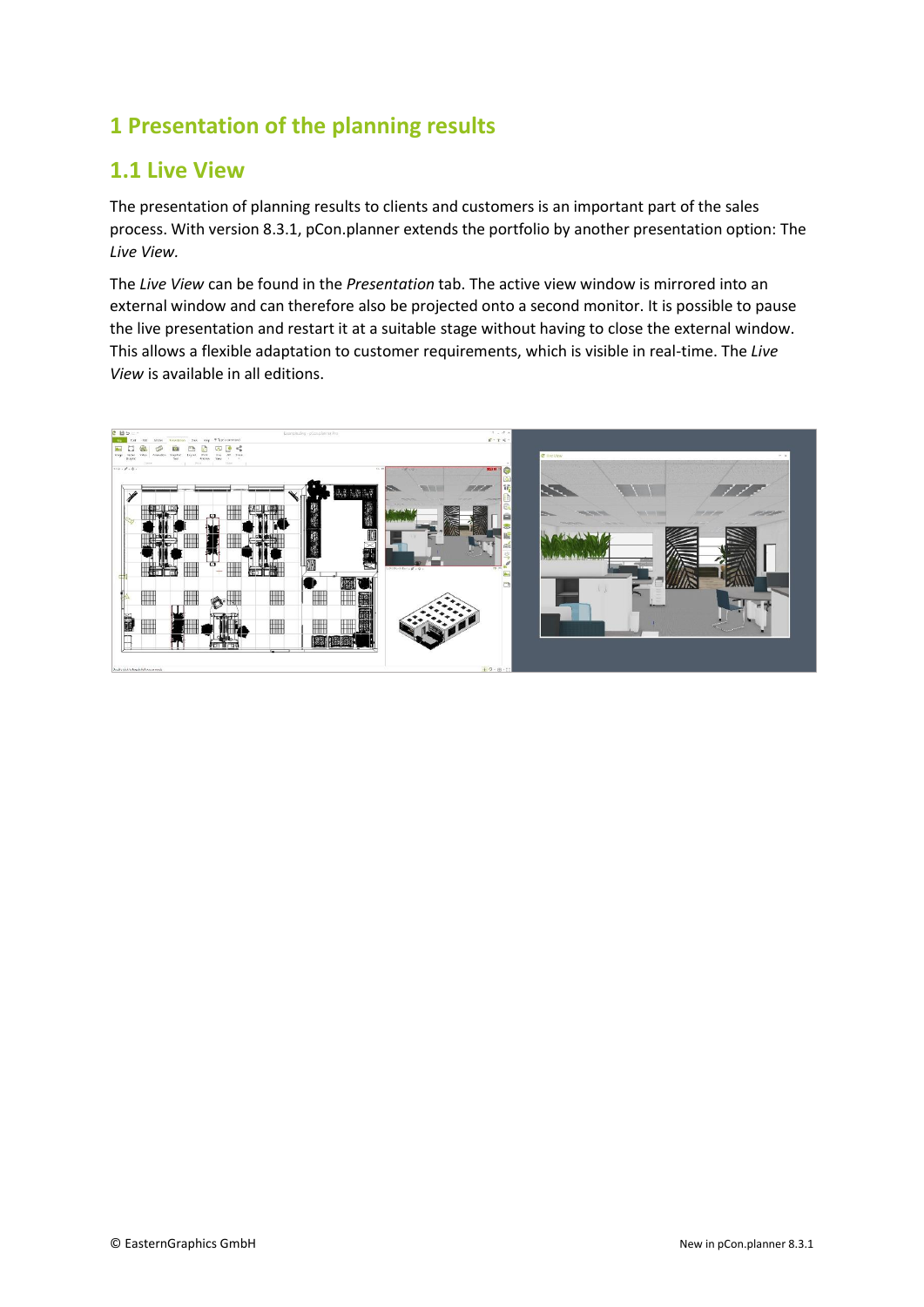# 1 Presentation of the planning results

## 1.1 Live View

The presentation of planning results to clients and customers is an important part of the sales process. With version 8.3.1, pCon.planner extends the portfolio by another presentation option: The *Live View*.

The *Live View* can be found in the *Presentation* tab. The active view window is mirrored into an external window and can therefore also be projected onto a second monitor. It is possible to pause the live presentation and restart it at a suitable stage without having to close the external window. This allows a flexible adaptation to customer requirements, which is visible in real-time. The *Live View* is available in all editions.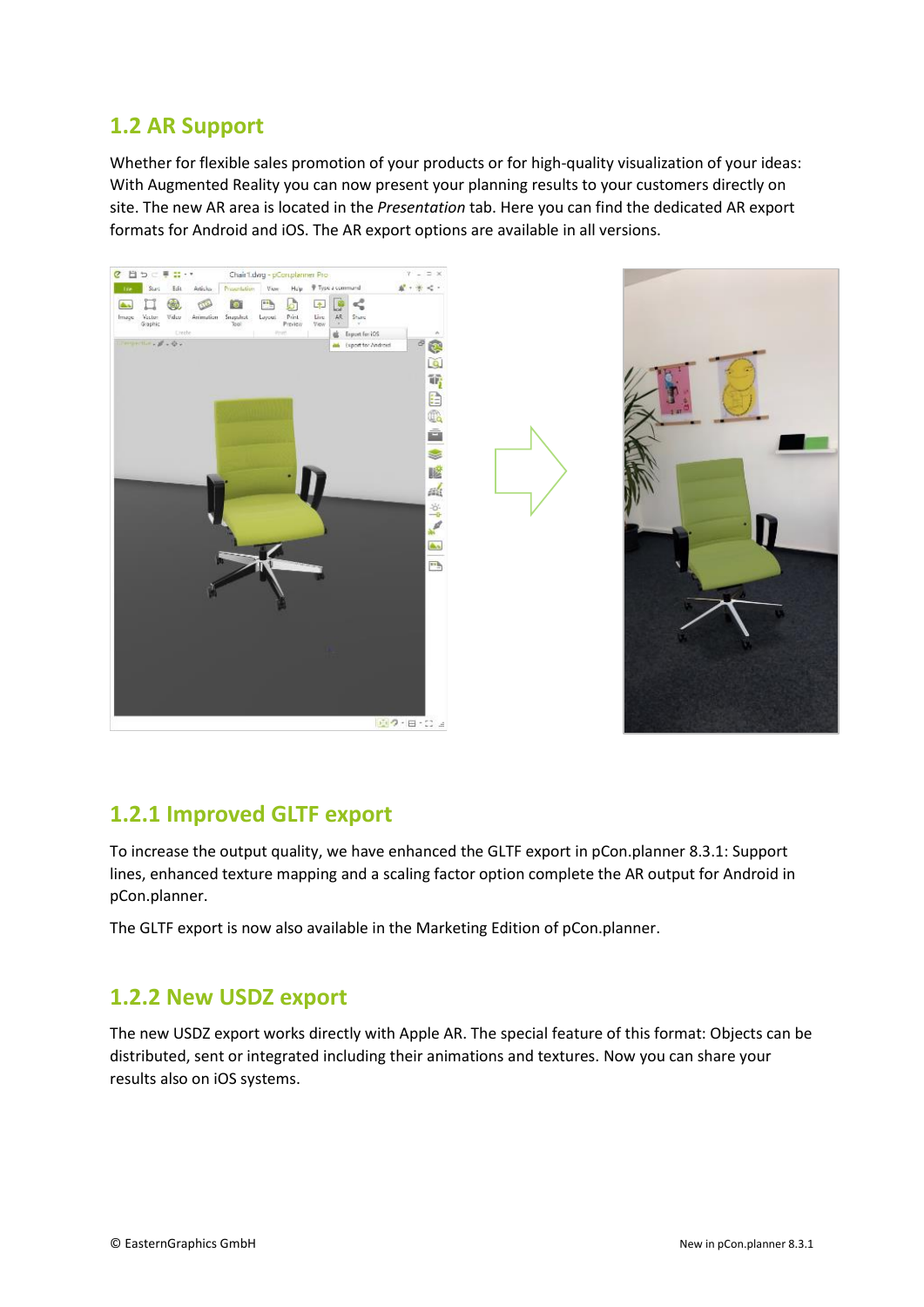## 1.2 AR Support

Whether for flexible sales promotion of your products or for high-quality visualization of your ideas: With Augmented Reality you can now present your planning results to your customers directly on site. The new AR area is located in the *Presentation* tab. Here you can find the dedicated AR export formats for Android and iOS. The AR export options are available in all versions.

### 1.2.1 Improved GLTF export

To increase the output quality, we have enhanced the GLTF export in pCon.planner 8.3.1: Support lines, enhanced texture mapping and a scaling factor option complete the AR output for Android in pCon.planner.

The GLTF export is now also available in the Marketing Edition of pCon.planner.

### 1.2.2 New USDZ export

The new USDZ export works directly with Apple AR. The special feature of this format: Objects can be distributed, sent or integrated including their animations and textures. Now you can share your results also on iOS systems.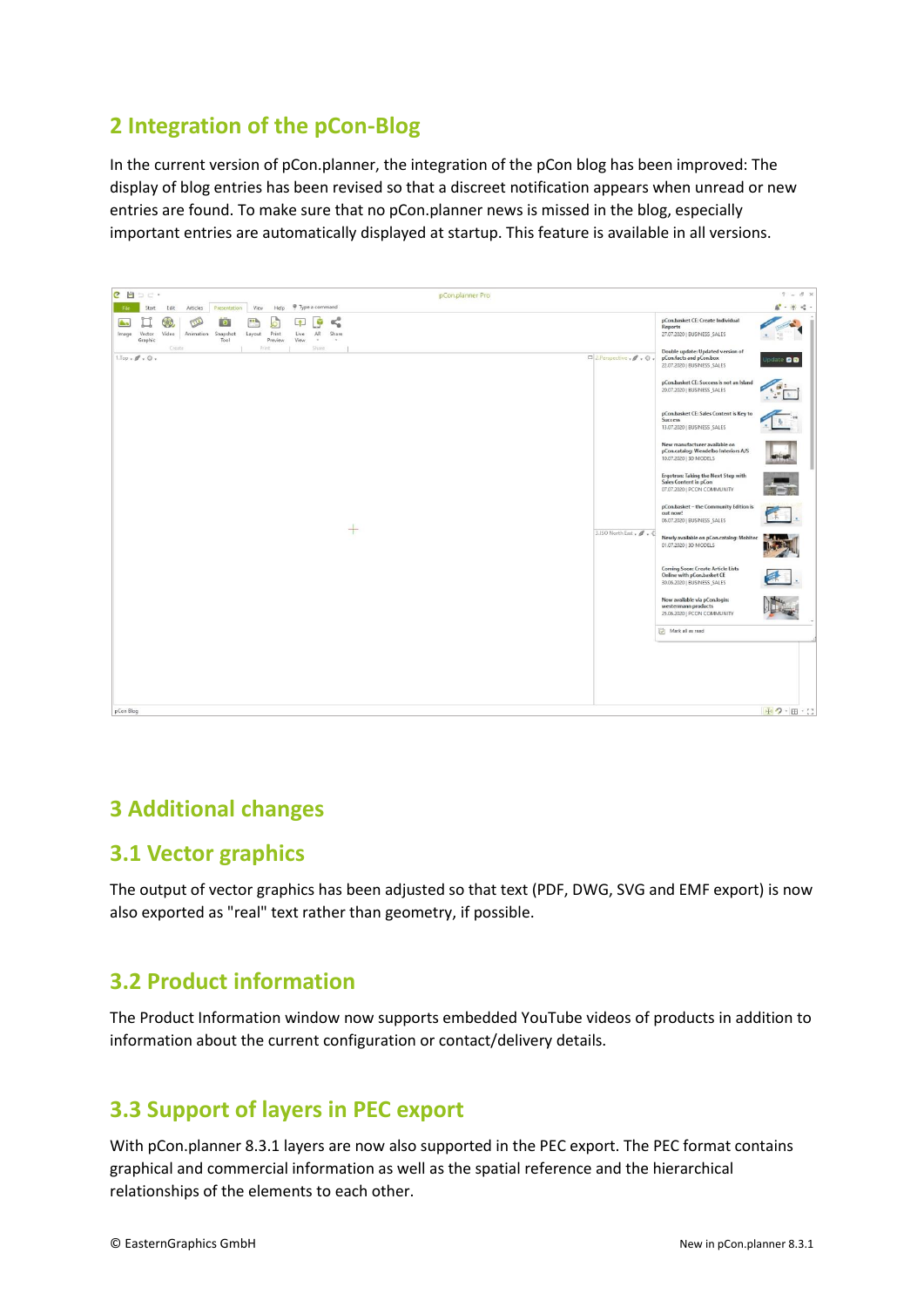# 2 Integration of the pCon-Blog

In the current version of pCon.planner, the integration of the pCon blog has been improved: The display of blog entries has been revised so that a discreet notification appears when unread or new entries are found. To make sure that no pCon.planner news is missed in the blog, especially important entries are automatically displayed at startup. This feature is available in all versions.

# 3 Additional changes

## 3.1 Vector graphics

The output of vector graphics has been adjusted so that text (PDF, DWG, SVG and EMF export) is now also exported as "real" text rather than geometry, if possible.

## 3.2 Product information

The Product Information window now supports embedded YouTube videos of products in addition to information about the current configuration or contact/delivery details.

## 3.3 Support of layers in PEC export

With pCon.planner 8.3.1 layers are now also supported in the PEC export. The PEC format contains graphical and commercial information as well as the spatial reference and the hierarchical relationships of the elements to each other.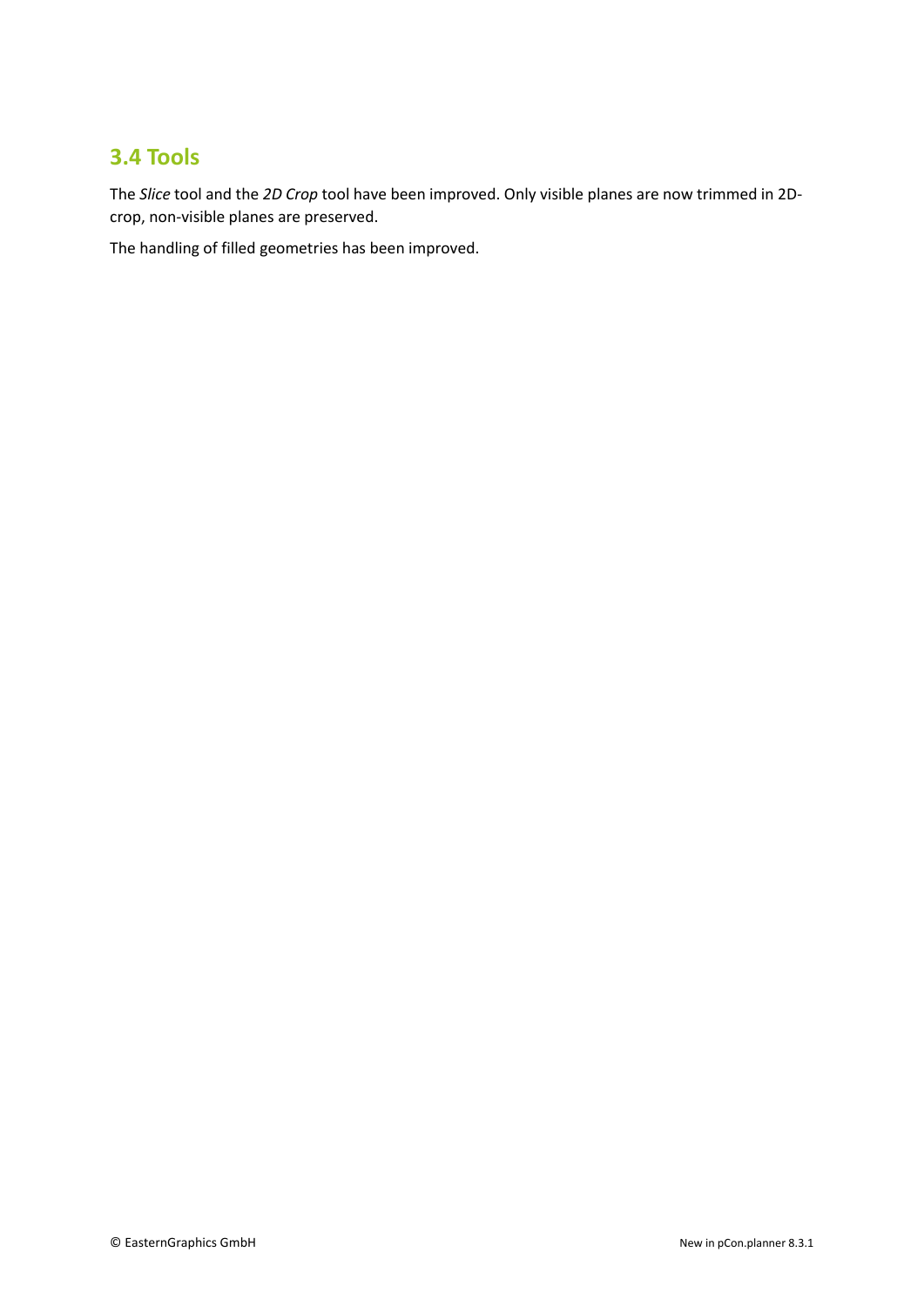## 3.4 Tools

The *Slice* tool and the *2D Crop* tool have been improved. Only visible planes are now trimmed in 2D-crop, non-visible planes are preserved.

The handling of filled geometries has been improved.